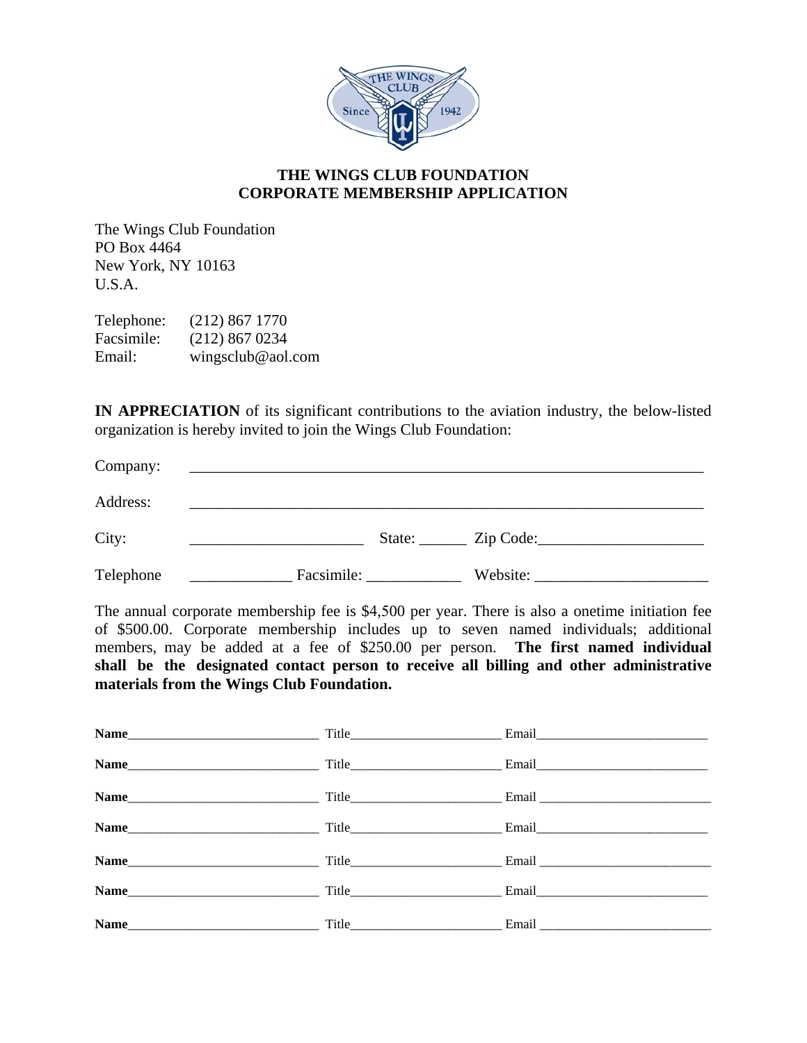# THE WINGS CLUB FOUNDATION
# CORPORATE MEMBERSHIP APPLICATION

The Wings Club Foundation
PO Box 4464
New York, NY 10163
U.S.A.

Telephone: (212) 867 1770
Facsimile: (212) 867 0234
Email: wingsclub@aol.com

**IN APPRECIATION** of its significant contributions to the aviation industry, the below-listed organization is hereby invited to join the Wings Club Foundation:

Company: ____________________________________________________________

Address: ____________________________________________________________

City: ______________________ State: ______ Zip Code:____________________

Telephone ____________ Facsimile: ___________ Website: ____________________

The annual corporate membership fee is $4,500 per year. There is also a onetime initiation fee of $500.00. Corporate membership includes up to seven named individuals; additional members, may be added at a fee of $250.00 per person. **The first named individual shall be the designated contact person to receive all billing and other administrative materials from the Wings Club Foundation.**

**Name**___________________________ Title____________________ Email_______________________

**Name**___________________________ Title____________________ Email_______________________

**Name**___________________________ Title____________________ Email _______________________

**Name**___________________________ Title____________________ Email_______________________

**Name**___________________________ Title____________________ Email _______________________

**Name**___________________________ Title____________________ Email_______________________

**Name**___________________________ Title____________________ Email _______________________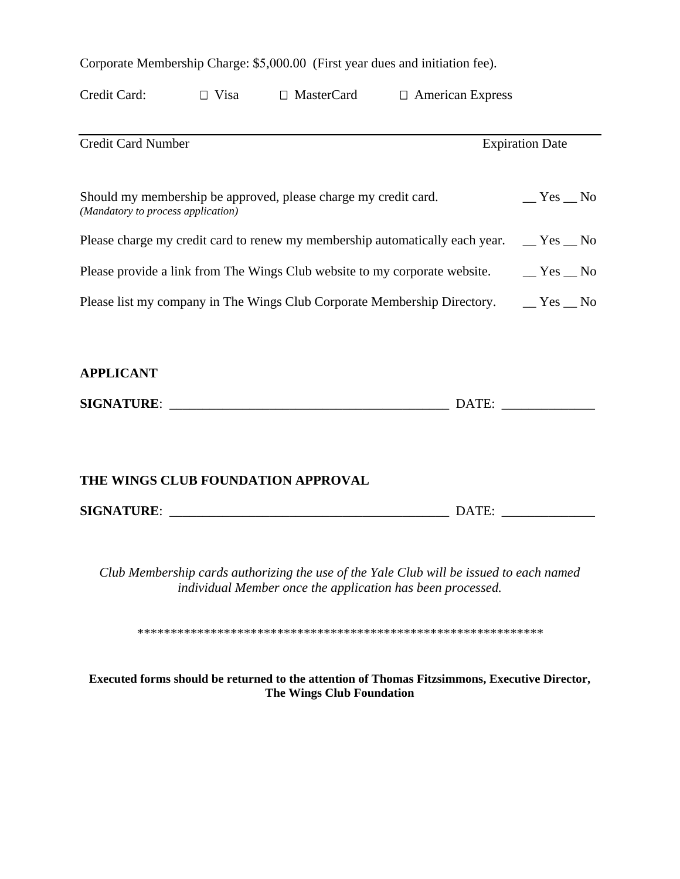Corporate Membership Charge: $5,000.00 (First year dues and initiation fee).

Credit Card: ☐ Visa ☐ MasterCard ☐ American Express

_______________________________________________________________________________

Credit Card Number Expiration Date

Should my membership be approved, please charge my credit card. __ Yes __ No
*(Mandatory to process application)*

Please charge my credit card to renew my membership automatically each year. __ Yes __ No

Please provide a link from The Wings Club website to my corporate website. __ Yes __ No

Please list my company in The Wings Club Corporate Membership Directory. __ Yes __ No

**APPLICANT**

**SIGNATURE**: __________________________________________ DATE: ______________

**THE WINGS CLUB FOUNDATION APPROVAL**

**SIGNATURE**: __________________________________________ DATE: ______________

*Club Membership cards authorizing the use of the Yale Club will be issued to each named individual Member once the application has been processed.*

*************************************************************

**Executed forms should be returned to the attention of Thomas Fitzsimmons, Executive Director, The Wings Club Foundation**